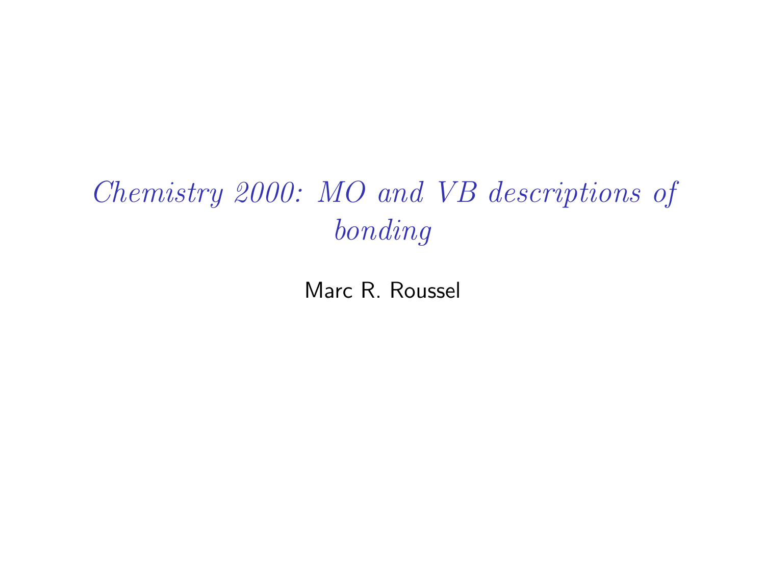# *Chemistry 2000: MO and VB descriptions of bonding*

Marc R. Roussel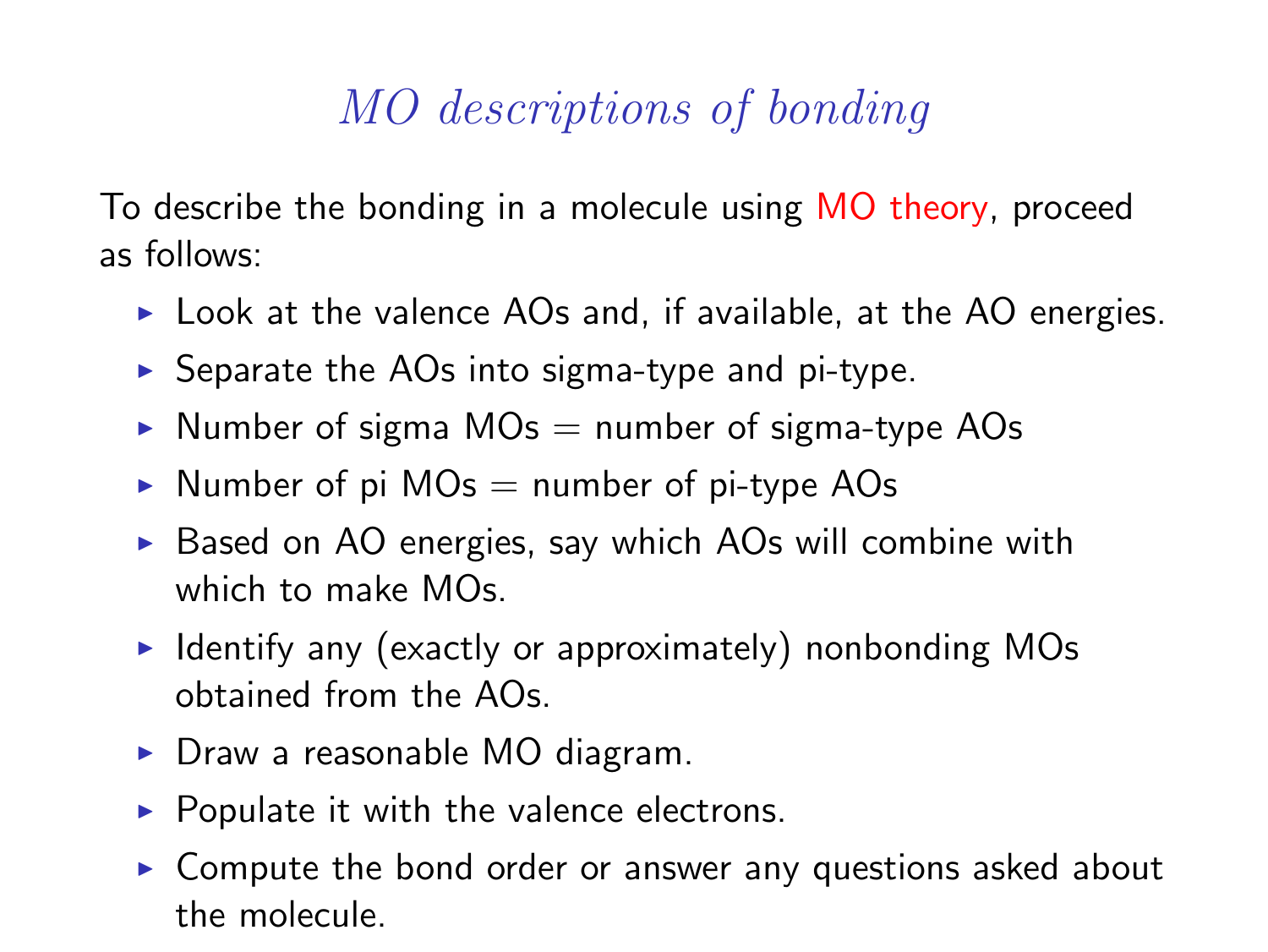# *MO descriptions of bonding*

To describe the bonding in a molecule using MO theory, proceed as follows:

- Look at the valence AOs and, if available, at the AO energies.
- Separate the AOs into sigma-type and pi-type.
- Number of sigma MOs = number of sigma-type AOs
- Number of pi MOs = number of pi-type AOs
- Based on AO energies, say which AOs will combine with which to make MOs.
- Identify any (exactly or approximately) nonbonding MOs obtained from the AOs.
- Draw a reasonable MO diagram.
- Populate it with the valence electrons.
- Compute the bond order or answer any questions asked about the molecule.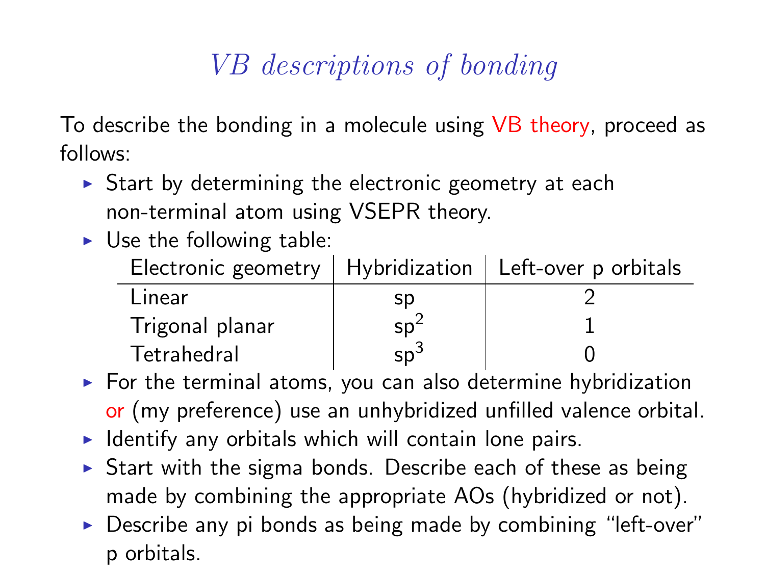# *VB descriptions of bonding*

To describe the bonding in a molecule using VB theory, proceed as follows:

- Start by determining the electronic geometry at each non-terminal atom using VSEPR theory.
- Use the following table:

| Electronic geometry | Hybridization | Left-over p orbitals |
|---|---|---|
| Linear | sp | 2 |
| Trigonal planar | $sp^2$ | 1 |
| Tetrahedral | $sp^3$ | 0 |

- For the terminal atoms, you can also determine hybridization or (my preference) use an unhybridized unfilled valence orbital.
- Identify any orbitals which will contain lone pairs.
- Start with the sigma bonds. Describe each of these as being made by combining the appropriate AOs (hybridized or not).
- Describe any pi bonds as being made by combining "left-over" p orbitals.